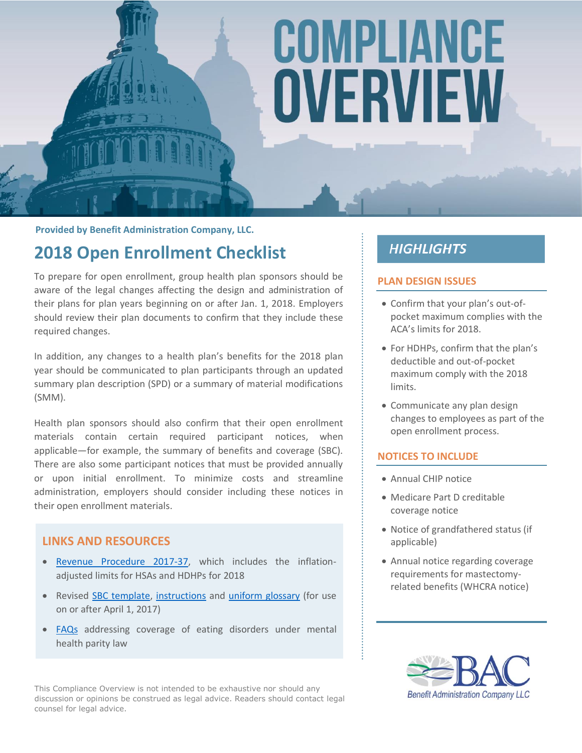# COMPLIANCE OVERVIEW

**Provided by Benefit Administration Company, LLC.**

## 2018 Open Enrollment Checklist

To prepare for open enrollment, group health plan sponsors should be aware of the legal changes affecting the design and administration of their plans for plan years beginning on or after Jan. 1, 2018. Employers should review their plan documents to confirm that they include these required changes.

In addition, any changes to a health plan's benefits for the 2018 plan year should be communicated to plan participants through an updated summary plan description (SPD) or a summary of material modifications (SMM).

Health plan sponsors should also confirm that their open enrollment materials contain certain required participant notices, when applicable—for example, the summary of benefits and coverage (SBC). There are also some participant notices that must be provided annually or upon initial enrollment. To minimize costs and streamline administration, employers should consider including these notices in their open enrollment materials.

### LINKS AND RESOURCES

- Revenue Procedure 2017-37, which includes the inflation-adjusted limits for HSAs and HDHPs for 2018
- Revised SBC template, instructions and uniform glossary (for use on or after April 1, 2017)
- FAQs addressing coverage of eating disorders under mental health parity law

This Compliance Overview is not intended to be exhaustive nor should any discussion or opinions be construed as legal advice. Readers should contact legal counsel for legal advice.

## *HIGHLIGHTS*

### PLAN DESIGN ISSUES

- Confirm that your plan's out-of-pocket maximum complies with the ACA's limits for 2018.
- For HDHPs, confirm that the plan's deductible and out-of-pocket maximum comply with the 2018 limits.
- Communicate any plan design changes to employees as part of the open enrollment process.

### NOTICES TO INCLUDE

- Annual CHIP notice
- Medicare Part D creditable coverage notice
- Notice of grandfathered status (if applicable)
- Annual notice regarding coverage requirements for mastectomy-related benefits (WHCRA notice)

BAC
Benefit Administration Company LLC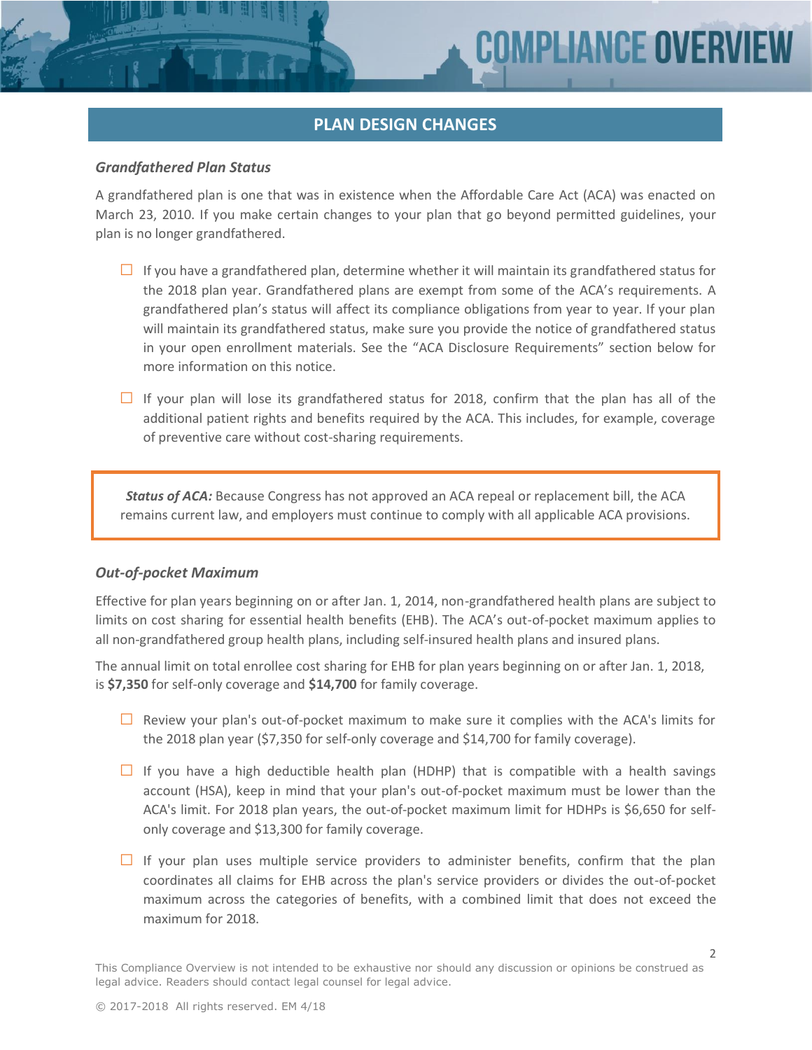## PLAN DESIGN CHANGES

### *Grandfathered Plan Status*

A grandfathered plan is one that was in existence when the Affordable Care Act (ACA) was enacted on March 23, 2010. If you make certain changes to your plan that go beyond permitted guidelines, your plan is no longer grandfathered.

- ☐ If you have a grandfathered plan, determine whether it will maintain its grandfathered status for the 2018 plan year. Grandfathered plans are exempt from some of the ACA's requirements. A grandfathered plan's status will affect its compliance obligations from year to year. If your plan will maintain its grandfathered status, make sure you provide the notice of grandfathered status in your open enrollment materials. See the "ACA Disclosure Requirements" section below for more information on this notice.
- ☐ If your plan will lose its grandfathered status for 2018, confirm that the plan has all of the additional patient rights and benefits required by the ACA. This includes, for example, coverage of preventive care without cost-sharing requirements.

> ***Status of ACA:*** Because Congress has not approved an ACA repeal or replacement bill, the ACA remains current law, and employers must continue to comply with all applicable ACA provisions.

### *Out-of-pocket Maximum*

Effective for plan years beginning on or after Jan. 1, 2014, non-grandfathered health plans are subject to limits on cost sharing for essential health benefits (EHB). The ACA's out-of-pocket maximum applies to all non-grandfathered group health plans, including self-insured health plans and insured plans.

The annual limit on total enrollee cost sharing for EHB for plan years beginning on or after Jan. 1, 2018, is **$7,350** for self-only coverage and **$14,700** for family coverage.

- ☐ Review your plan's out-of-pocket maximum to make sure it complies with the ACA's limits for the 2018 plan year ($7,350 for self-only coverage and $14,700 for family coverage).
- ☐ If you have a high deductible health plan (HDHP) that is compatible with a health savings account (HSA), keep in mind that your plan's out-of-pocket maximum must be lower than the ACA's limit. For 2018 plan years, the out-of-pocket maximum limit for HDHPs is $6,650 for self-only coverage and $13,300 for family coverage.
- ☐ If your plan uses multiple service providers to administer benefits, confirm that the plan coordinates all claims for EHB across the plan's service providers or divides the out-of-pocket maximum across the categories of benefits, with a combined limit that does not exceed the maximum for 2018.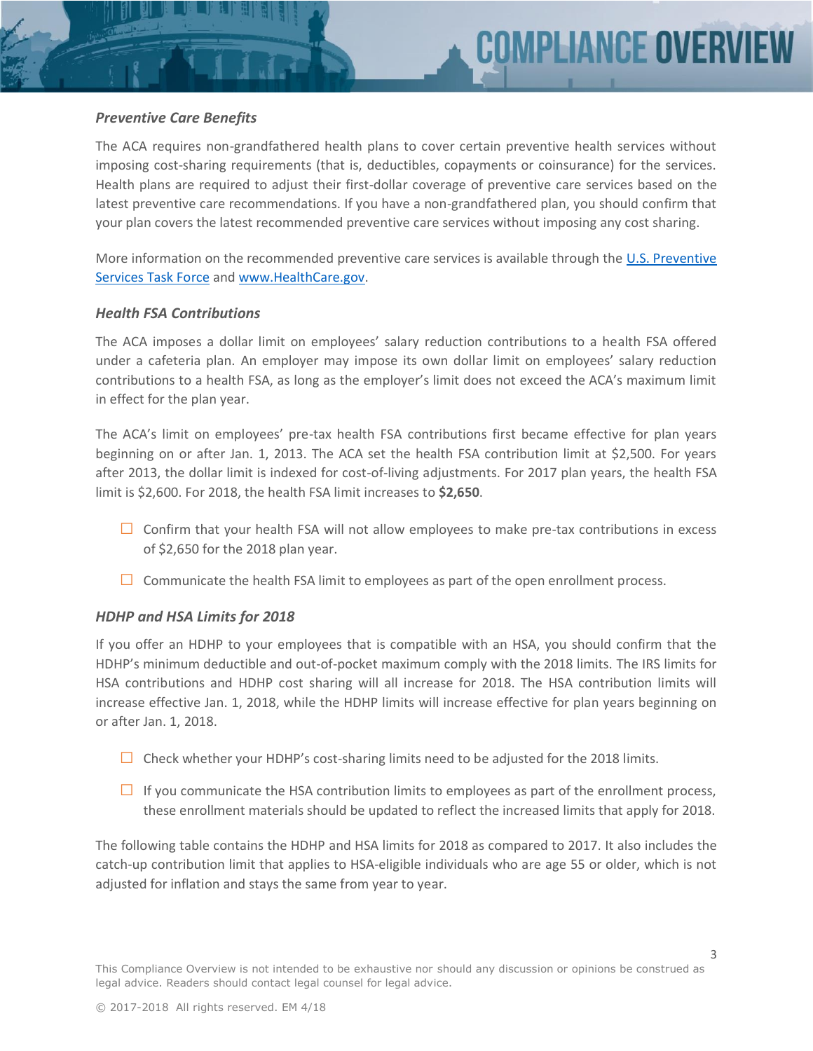### *Preventive Care Benefits*

The ACA requires non-grandfathered health plans to cover certain preventive health services without imposing cost-sharing requirements (that is, deductibles, copayments or coinsurance) for the services. Health plans are required to adjust their first-dollar coverage of preventive care services based on the latest preventive care recommendations. If you have a non-grandfathered plan, you should confirm that your plan covers the latest recommended preventive care services without imposing any cost sharing.

More information on the recommended preventive care services is available through the U.S. Preventive Services Task Force and www.HealthCare.gov.

### *Health FSA Contributions*

The ACA imposes a dollar limit on employees' salary reduction contributions to a health FSA offered under a cafeteria plan. An employer may impose its own dollar limit on employees' salary reduction contributions to a health FSA, as long as the employer's limit does not exceed the ACA's maximum limit in effect for the plan year.

The ACA's limit on employees' pre-tax health FSA contributions first became effective for plan years beginning on or after Jan. 1, 2013. The ACA set the health FSA contribution limit at $2,500. For years after 2013, the dollar limit is indexed for cost-of-living adjustments. For 2017 plan years, the health FSA limit is $2,600. For 2018, the health FSA limit increases to **$2,650**.

- ☐ Confirm that your health FSA will not allow employees to make pre-tax contributions in excess of $2,650 for the 2018 plan year.
- ☐ Communicate the health FSA limit to employees as part of the open enrollment process.

### *HDHP and HSA Limits for 2018*

If you offer an HDHP to your employees that is compatible with an HSA, you should confirm that the HDHP's minimum deductible and out-of-pocket maximum comply with the 2018 limits. The IRS limits for HSA contributions and HDHP cost sharing will all increase for 2018. The HSA contribution limits will increase effective Jan. 1, 2018, while the HDHP limits will increase effective for plan years beginning on or after Jan. 1, 2018.

- ☐ Check whether your HDHP's cost-sharing limits need to be adjusted for the 2018 limits.
- ☐ If you communicate the HSA contribution limits to employees as part of the enrollment process, these enrollment materials should be updated to reflect the increased limits that apply for 2018.

The following table contains the HDHP and HSA limits for 2018 as compared to 2017. It also includes the catch-up contribution limit that applies to HSA-eligible individuals who are age 55 or older, which is not adjusted for inflation and stays the same from year to year.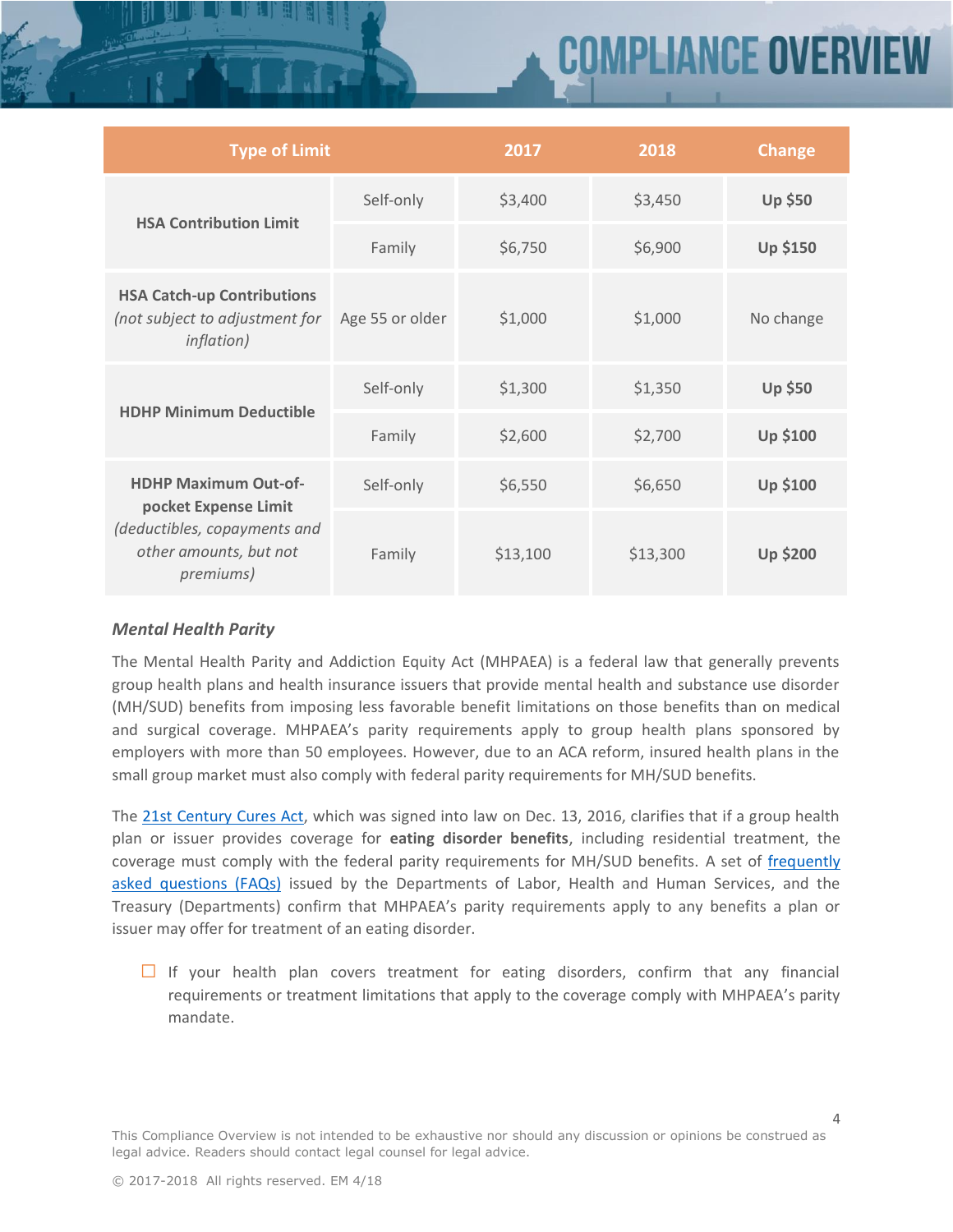| Type of Limit | | 2017 | 2018 | Change |
|---|---|---|---|---|
| **HSA Contribution Limit** | Self-only | $3,400 | $3,450 | **Up $50** |
| | Family | $6,750 | $6,900 | **Up $150** |
| **HSA Catch-up Contributions** *(not subject to adjustment for inflation)* | Age 55 or older | $1,000 | $1,000 | No change |
| **HDHP Minimum Deductible** | Self-only | $1,300 | $1,350 | **Up $50** |
| | Family | $2,600 | $2,700 | **Up $100** |
| **HDHP Maximum Out-of-pocket Expense Limit** *(deductibles, copayments and other amounts, but not premiums)* | Self-only | $6,550 | $6,650 | **Up $100** |
| | Family | $13,100 | $13,300 | **Up $200** |

### *Mental Health Parity*

The Mental Health Parity and Addiction Equity Act (MHPAEA) is a federal law that generally prevents group health plans and health insurance issuers that provide mental health and substance use disorder (MH/SUD) benefits from imposing less favorable benefit limitations on those benefits than on medical and surgical coverage. MHPAEA's parity requirements apply to group health plans sponsored by employers with more than 50 employees. However, due to an ACA reform, insured health plans in the small group market must also comply with federal parity requirements for MH/SUD benefits.

The 21st Century Cures Act, which was signed into law on Dec. 13, 2016, clarifies that if a group health plan or issuer provides coverage for **eating disorder benefits**, including residential treatment, the coverage must comply with the federal parity requirements for MH/SUD benefits. A set of frequently asked questions (FAQs) issued by the Departments of Labor, Health and Human Services, and the Treasury (Departments) confirm that MHPAEA's parity requirements apply to any benefits a plan or issuer may offer for treatment of an eating disorder.

- ☐ If your health plan covers treatment for eating disorders, confirm that any financial requirements or treatment limitations that apply to the coverage comply with MHPAEA's parity mandate.

This Compliance Overview is not intended to be exhaustive nor should any discussion or opinions be construed as legal advice. Readers should contact legal counsel for legal advice.

© 2017-2018 All rights reserved. EM 4/18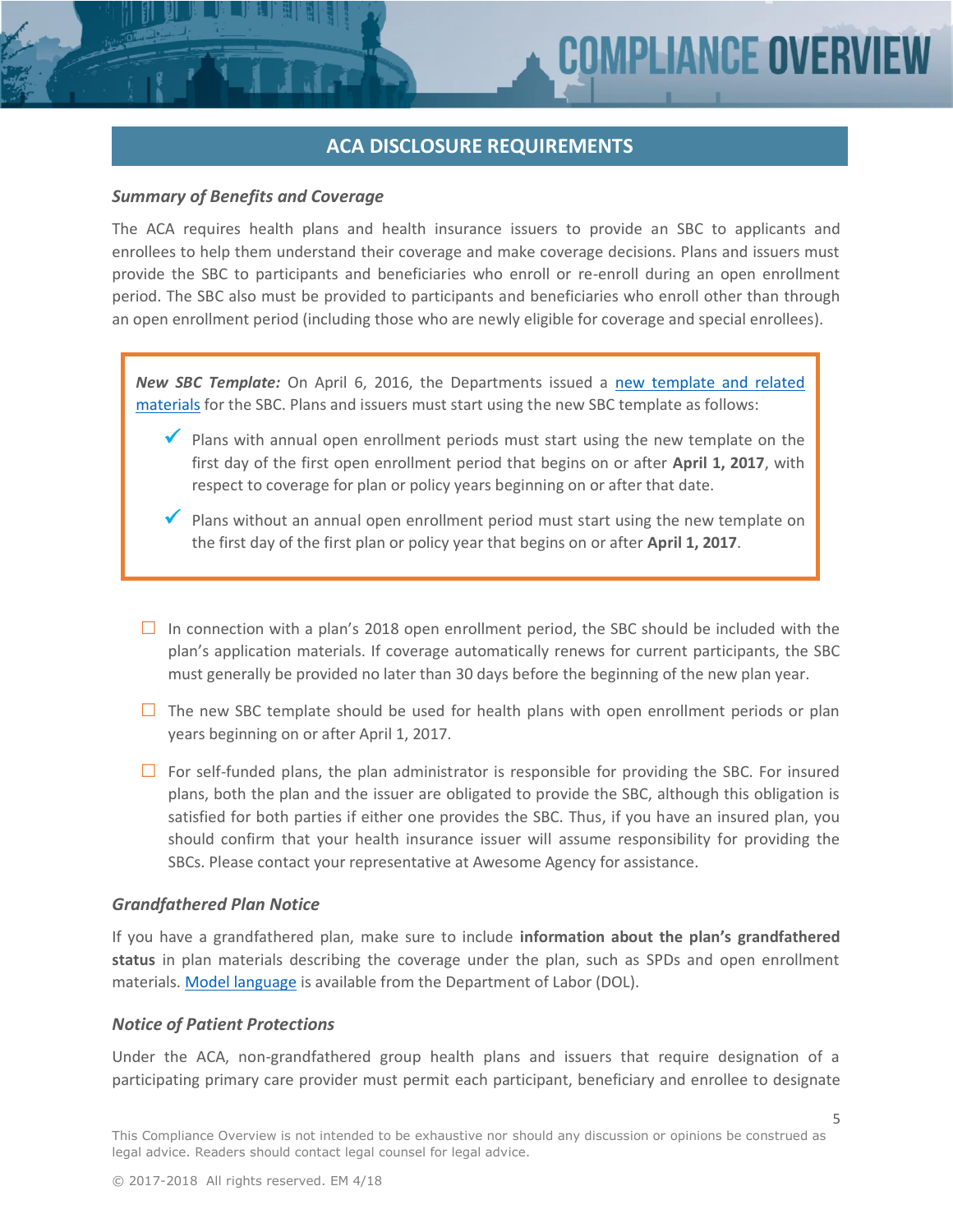## ACA DISCLOSURE REQUIREMENTS

### *Summary of Benefits and Coverage*

The ACA requires health plans and health insurance issuers to provide an SBC to applicants and enrollees to help them understand their coverage and make coverage decisions. Plans and issuers must provide the SBC to participants and beneficiaries who enroll or re-enroll during an open enrollment period. The SBC also must be provided to participants and beneficiaries who enroll other than through an open enrollment period (including those who are newly eligible for coverage and special enrollees).

> ***New SBC Template:*** On April 6, 2016, the Departments issued a new template and related materials for the SBC. Plans and issuers must start using the new SBC template as follows:
>
> - ✓ Plans with annual open enrollment periods must start using the new template on the first day of the first open enrollment period that begins on or after **April 1, 2017**, with respect to coverage for plan or policy years beginning on or after that date.
> - ✓ Plans without an annual open enrollment period must start using the new template on the first day of the first plan or policy year that begins on or after **April 1, 2017**.

- ☐ In connection with a plan's 2018 open enrollment period, the SBC should be included with the plan's application materials. If coverage automatically renews for current participants, the SBC must generally be provided no later than 30 days before the beginning of the new plan year.
- ☐ The new SBC template should be used for health plans with open enrollment periods or plan years beginning on or after April 1, 2017.
- ☐ For self-funded plans, the plan administrator is responsible for providing the SBC. For insured plans, both the plan and the issuer are obligated to provide the SBC, although this obligation is satisfied for both parties if either one provides the SBC. Thus, if you have an insured plan, you should confirm that your health insurance issuer will assume responsibility for providing the SBCs. Please contact your representative at Awesome Agency for assistance.

### *Grandfathered Plan Notice*

If you have a grandfathered plan, make sure to include **information about the plan's grandfathered status** in plan materials describing the coverage under the plan, such as SPDs and open enrollment materials. Model language is available from the Department of Labor (DOL).

### *Notice of Patient Protections*

Under the ACA, non-grandfathered group health plans and issuers that require designation of a participating primary care provider must permit each participant, beneficiary and enrollee to designate

This Compliance Overview is not intended to be exhaustive nor should any discussion or opinions be construed as legal advice. Readers should contact legal counsel for legal advice.

© 2017-2018 All rights reserved. EM 4/18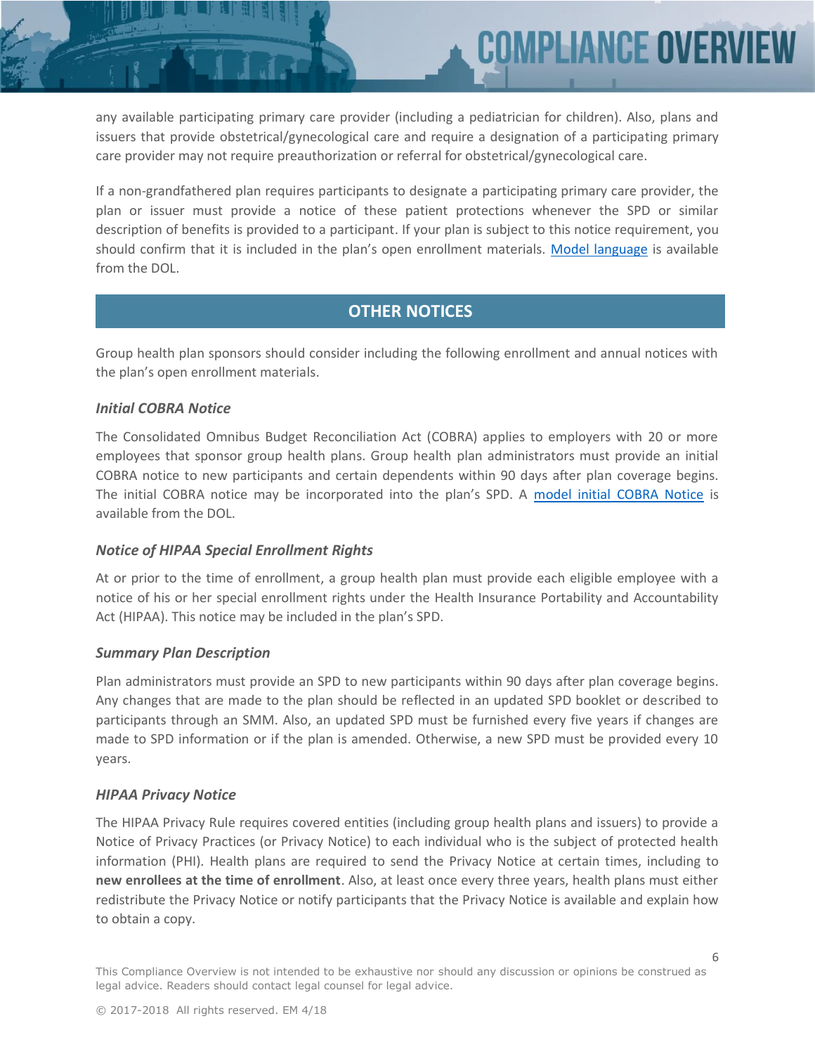any available participating primary care provider (including a pediatrician for children). Also, plans and issuers that provide obstetrical/gynecological care and require a designation of a participating primary care provider may not require preauthorization or referral for obstetrical/gynecological care.

If a non-grandfathered plan requires participants to designate a participating primary care provider, the plan or issuer must provide a notice of these patient protections whenever the SPD or similar description of benefits is provided to a participant. If your plan is subject to this notice requirement, you should confirm that it is included in the plan's open enrollment materials. Model language is available from the DOL.

## OTHER NOTICES

Group health plan sponsors should consider including the following enrollment and annual notices with the plan's open enrollment materials.

### *Initial COBRA Notice*

The Consolidated Omnibus Budget Reconciliation Act (COBRA) applies to employers with 20 or more employees that sponsor group health plans. Group health plan administrators must provide an initial COBRA notice to new participants and certain dependents within 90 days after plan coverage begins. The initial COBRA notice may be incorporated into the plan's SPD. A model initial COBRA Notice is available from the DOL.

### *Notice of HIPAA Special Enrollment Rights*

At or prior to the time of enrollment, a group health plan must provide each eligible employee with a notice of his or her special enrollment rights under the Health Insurance Portability and Accountability Act (HIPAA). This notice may be included in the plan's SPD.

### *Summary Plan Description*

Plan administrators must provide an SPD to new participants within 90 days after plan coverage begins. Any changes that are made to the plan should be reflected in an updated SPD booklet or described to participants through an SMM. Also, an updated SPD must be furnished every five years if changes are made to SPD information or if the plan is amended. Otherwise, a new SPD must be provided every 10 years.

### *HIPAA Privacy Notice*

The HIPAA Privacy Rule requires covered entities (including group health plans and issuers) to provide a Notice of Privacy Practices (or Privacy Notice) to each individual who is the subject of protected health information (PHI). Health plans are required to send the Privacy Notice at certain times, including to **new enrollees at the time of enrollment**. Also, at least once every three years, health plans must either redistribute the Privacy Notice or notify participants that the Privacy Notice is available and explain how to obtain a copy.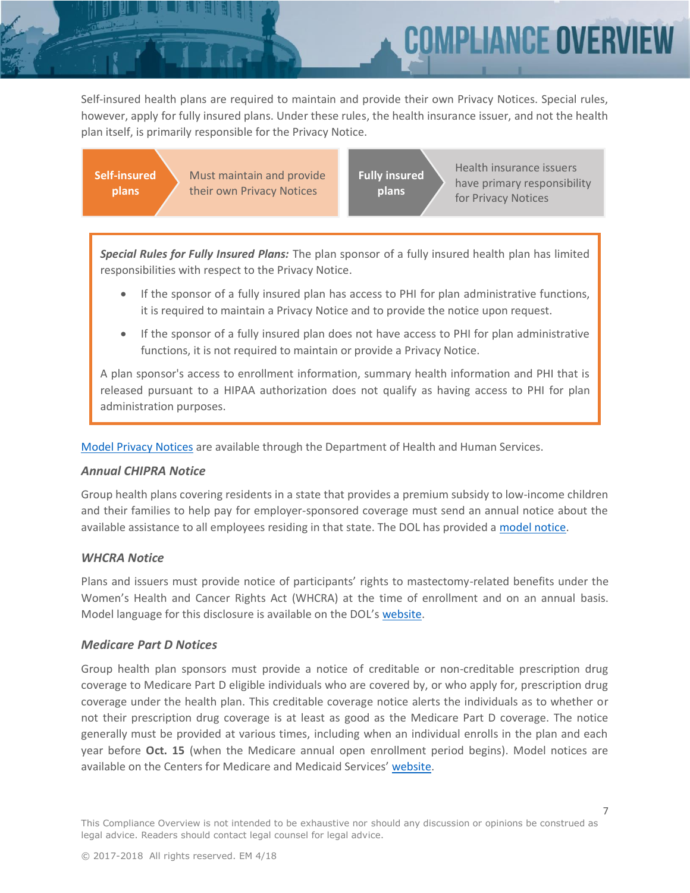Self-insured health plans are required to maintain and provide their own Privacy Notices. Special rules, however, apply for fully insured plans. Under these rules, the health insurance issuer, and not the health plan itself, is primarily responsible for the Privacy Notice.

| **Self-insured plans** | Must maintain and provide their own Privacy Notices | **Fully insured plans** | Health insurance issuers have primary responsibility for Privacy Notices |
|---|---|---|---|

***Special Rules for Fully Insured Plans:*** The plan sponsor of a fully insured health plan has limited responsibilities with respect to the Privacy Notice.

- If the sponsor of a fully insured plan has access to PHI for plan administrative functions, it is required to maintain a Privacy Notice and to provide the notice upon request.
- If the sponsor of a fully insured plan does not have access to PHI for plan administrative functions, it is not required to maintain or provide a Privacy Notice.

A plan sponsor's access to enrollment information, summary health information and PHI that is released pursuant to a HIPAA authorization does not qualify as having access to PHI for plan administration purposes.

Model Privacy Notices are available through the Department of Health and Human Services.

### *Annual CHIPRA Notice*

Group health plans covering residents in a state that provides a premium subsidy to low-income children and their families to help pay for employer-sponsored coverage must send an annual notice about the available assistance to all employees residing in that state. The DOL has provided a model notice.

### *WHCRA Notice*

Plans and issuers must provide notice of participants' rights to mastectomy-related benefits under the Women's Health and Cancer Rights Act (WHCRA) at the time of enrollment and on an annual basis. Model language for this disclosure is available on the DOL's website.

### *Medicare Part D Notices*

Group health plan sponsors must provide a notice of creditable or non-creditable prescription drug coverage to Medicare Part D eligible individuals who are covered by, or who apply for, prescription drug coverage under the health plan. This creditable coverage notice alerts the individuals as to whether or not their prescription drug coverage is at least as good as the Medicare Part D coverage. The notice generally must be provided at various times, including when an individual enrolls in the plan and each year before **Oct. 15** (when the Medicare annual open enrollment period begins). Model notices are available on the Centers for Medicare and Medicaid Services' website.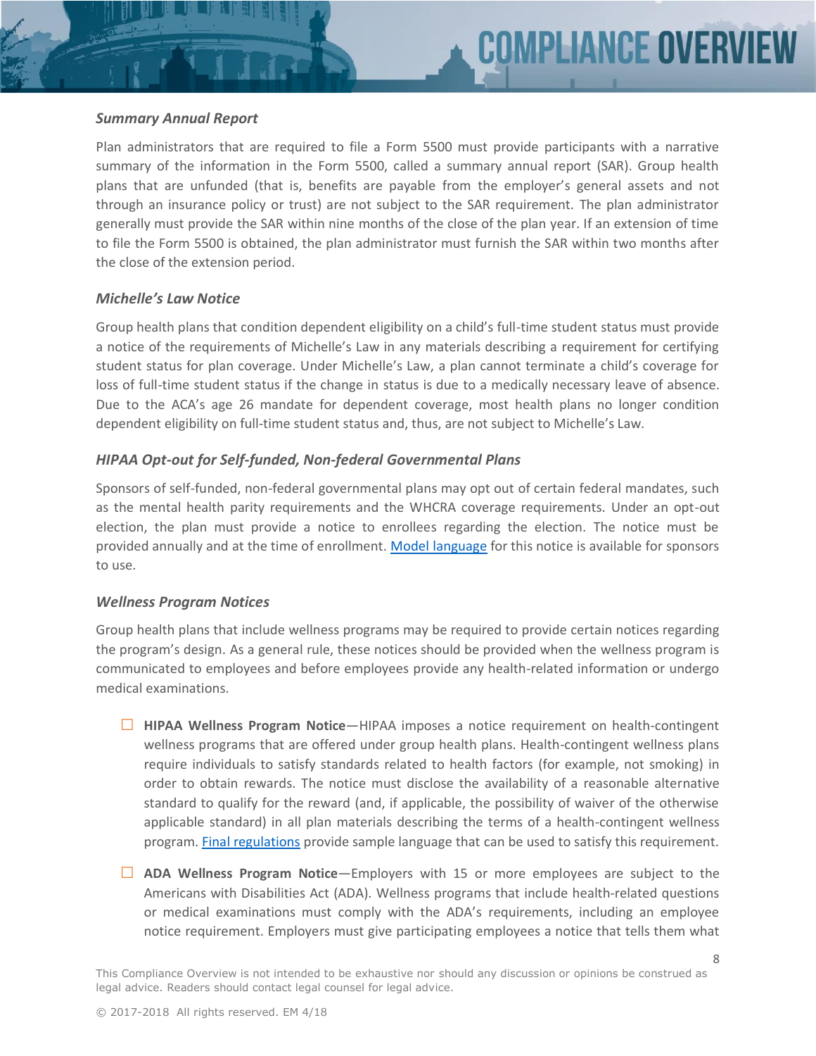### *Summary Annual Report*

Plan administrators that are required to file a Form 5500 must provide participants with a narrative summary of the information in the Form 5500, called a summary annual report (SAR). Group health plans that are unfunded (that is, benefits are payable from the employer's general assets and not through an insurance policy or trust) are not subject to the SAR requirement. The plan administrator generally must provide the SAR within nine months of the close of the plan year. If an extension of time to file the Form 5500 is obtained, the plan administrator must furnish the SAR within two months after the close of the extension period.

### *Michelle's Law Notice*

Group health plans that condition dependent eligibility on a child's full-time student status must provide a notice of the requirements of Michelle's Law in any materials describing a requirement for certifying student status for plan coverage. Under Michelle's Law, a plan cannot terminate a child's coverage for loss of full-time student status if the change in status is due to a medically necessary leave of absence. Due to the ACA's age 26 mandate for dependent coverage, most health plans no longer condition dependent eligibility on full-time student status and, thus, are not subject to Michelle's Law.

### *HIPAA Opt-out for Self-funded, Non-federal Governmental Plans*

Sponsors of self-funded, non-federal governmental plans may opt out of certain federal mandates, such as the mental health parity requirements and the WHCRA coverage requirements. Under an opt-out election, the plan must provide a notice to enrollees regarding the election. The notice must be provided annually and at the time of enrollment. Model language for this notice is available for sponsors to use.

### *Wellness Program Notices*

Group health plans that include wellness programs may be required to provide certain notices regarding the program's design. As a general rule, these notices should be provided when the wellness program is communicated to employees and before employees provide any health-related information or undergo medical examinations.

- ☐ **HIPAA Wellness Program Notice**—HIPAA imposes a notice requirement on health-contingent wellness programs that are offered under group health plans. Health-contingent wellness plans require individuals to satisfy standards related to health factors (for example, not smoking) in order to obtain rewards. The notice must disclose the availability of a reasonable alternative standard to qualify for the reward (and, if applicable, the possibility of waiver of the otherwise applicable standard) in all plan materials describing the terms of a health-contingent wellness program. Final regulations provide sample language that can be used to satisfy this requirement.

- ☐ **ADA Wellness Program Notice**—Employers with 15 or more employees are subject to the Americans with Disabilities Act (ADA). Wellness programs that include health-related questions or medical examinations must comply with the ADA's requirements, including an employee notice requirement. Employers must give participating employees a notice that tells them what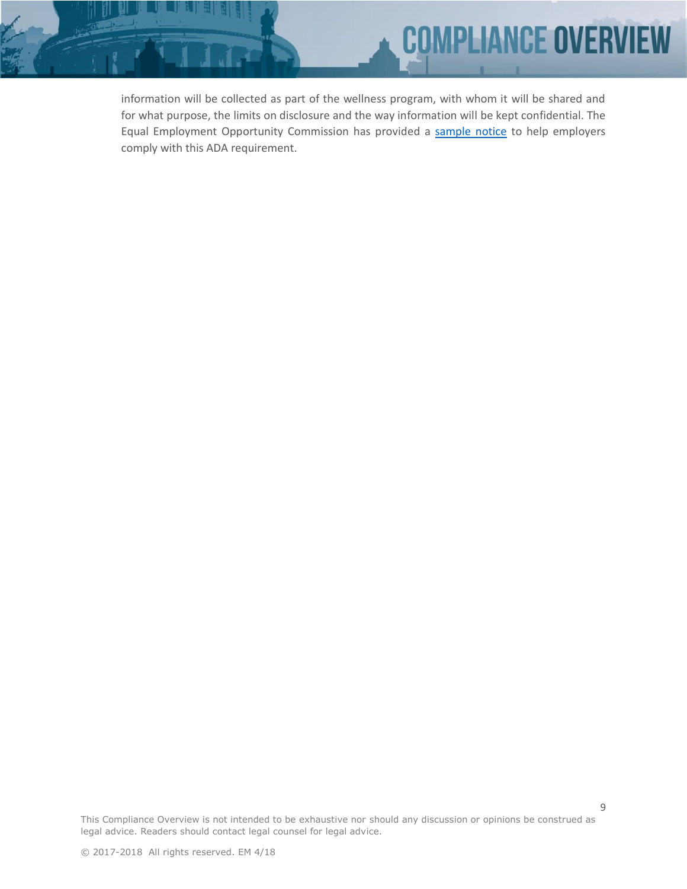information will be collected as part of the wellness program, with whom it will be shared and for what purpose, the limits on disclosure and the way information will be kept confidential. The Equal Employment Opportunity Commission has provided a sample notice to help employers comply with this ADA requirement.